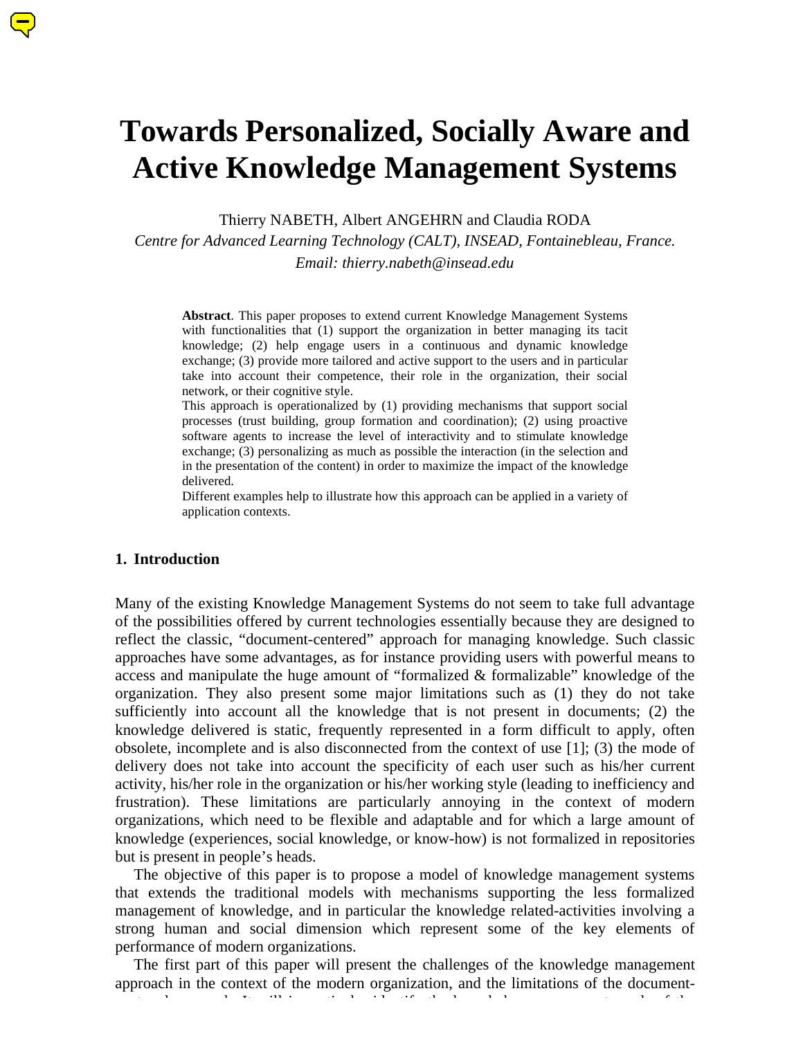# Towards Personalized, Socially Aware and Active Knowledge Management Systems

Thierry NABETH, Albert ANGEHRN and Claudia RODA

*Centre for Advanced Learning Technology (CALT), INSEAD, Fontainebleau, France.*

*Email: thierry.nabeth@insead.edu*

**Abstract**. This paper proposes to extend current Knowledge Management Systems with functionalities that (1) support the organization in better managing its tacit knowledge; (2) help engage users in a continuous and dynamic knowledge exchange; (3) provide more tailored and active support to the users and in particular take into account their competence, their role in the organization, their social network, or their cognitive style.

This approach is operationalized by (1) providing mechanisms that support social processes (trust building, group formation and coordination); (2) using proactive software agents to increase the level of interactivity and to stimulate knowledge exchange; (3) personalizing as much as possible the interaction (in the selection and in the presentation of the content) in order to maximize the impact of the knowledge delivered.

Different examples help to illustrate how this approach can be applied in a variety of application contexts.

## 1. Introduction

Many of the existing Knowledge Management Systems do not seem to take full advantage of the possibilities offered by current technologies essentially because they are designed to reflect the classic, "document-centered" approach for managing knowledge. Such classic approaches have some advantages, as for instance providing users with powerful means to access and manipulate the huge amount of "formalized & formalizable" knowledge of the organization. They also present some major limitations such as (1) they do not take sufficiently into account all the knowledge that is not present in documents; (2) the knowledge delivered is static, frequently represented in a form difficult to apply, often obsolete, incomplete and is also disconnected from the context of use [1]; (3) the mode of delivery does not take into account the specificity of each user such as his/her current activity, his/her role in the organization or his/her working style (leading to inefficiency and frustration). These limitations are particularly annoying in the context of modern organizations, which need to be flexible and adaptable and for which a large amount of knowledge (experiences, social knowledge, or know-how) is not formalized in repositories but is present in people's heads.

The objective of this paper is to propose a model of knowledge management systems that extends the traditional models with mechanisms supporting the less formalized management of knowledge, and in particular the knowledge related-activities involving a strong human and social dimension which represent some of the key elements of performance of modern organizations.

The first part of this paper will present the challenges of the knowledge management approach in the context of the modern organization, and the limitations of the document-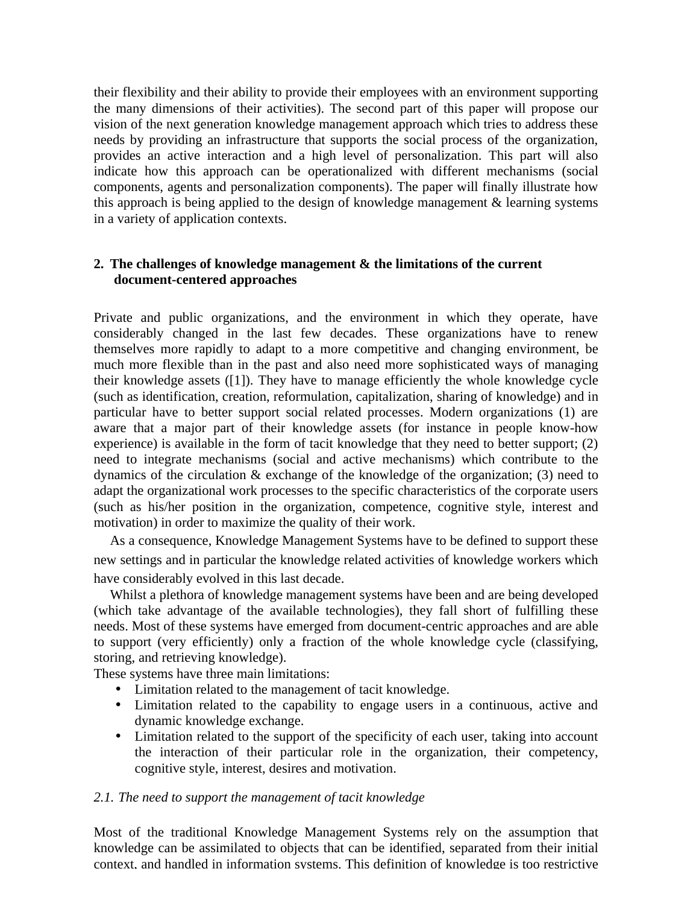their flexibility and their ability to provide their employees with an environment supporting the many dimensions of their activities). The second part of this paper will propose our vision of the next generation knowledge management approach which tries to address these needs by providing an infrastructure that supports the social process of the organization, provides an active interaction and a high level of personalization. This part will also indicate how this approach can be operationalized with different mechanisms (social components, agents and personalization components). The paper will finally illustrate how this approach is being applied to the design of knowledge management & learning systems in a variety of application contexts.

## 2. The challenges of knowledge management & the limitations of the current document-centered approaches

Private and public organizations, and the environment in which they operate, have considerably changed in the last few decades. These organizations have to renew themselves more rapidly to adapt to a more competitive and changing environment, be much more flexible than in the past and also need more sophisticated ways of managing their knowledge assets ([1]). They have to manage efficiently the whole knowledge cycle (such as identification, creation, reformulation, capitalization, sharing of knowledge) and in particular have to better support social related processes. Modern organizations (1) are aware that a major part of their knowledge assets (for instance in people know-how experience) is available in the form of tacit knowledge that they need to better support; (2) need to integrate mechanisms (social and active mechanisms) which contribute to the dynamics of the circulation & exchange of the knowledge of the organization; (3) need to adapt the organizational work processes to the specific characteristics of the corporate users (such as his/her position in the organization, competence, cognitive style, interest and motivation) in order to maximize the quality of their work.

As a consequence, Knowledge Management Systems have to be defined to support these new settings and in particular the knowledge related activities of knowledge workers which have considerably evolved in this last decade.

Whilst a plethora of knowledge management systems have been and are being developed (which take advantage of the available technologies), they fall short of fulfilling these needs. Most of these systems have emerged from document-centric approaches and are able to support (very efficiently) only a fraction of the whole knowledge cycle (classifying, storing, and retrieving knowledge).

These systems have three main limitations:

- Limitation related to the management of tacit knowledge.
- Limitation related to the capability to engage users in a continuous, active and dynamic knowledge exchange.
- Limitation related to the support of the specificity of each user, taking into account the interaction of their particular role in the organization, their competency, cognitive style, interest, desires and motivation.

### *2.1. The need to support the management of tacit knowledge*

Most of the traditional Knowledge Management Systems rely on the assumption that knowledge can be assimilated to objects that can be identified, separated from their initial context, and handled in information systems. This definition of knowledge is too restrictive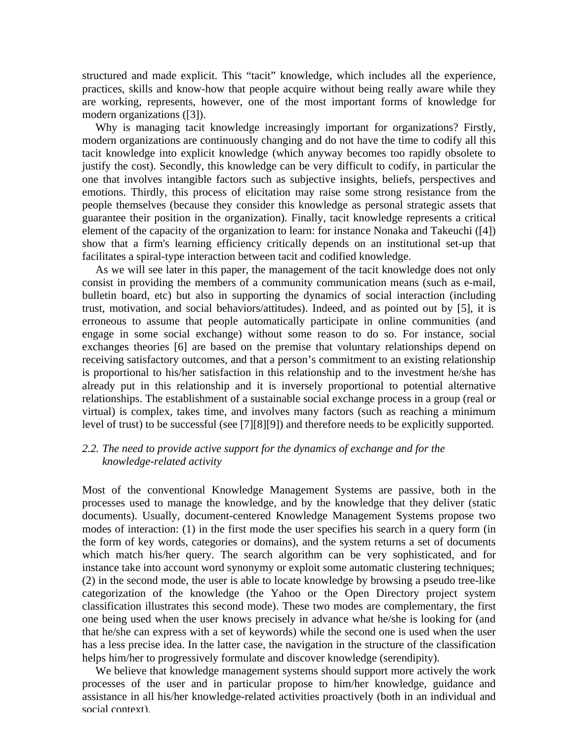structured and made explicit. This “tacit” knowledge, which includes all the experience, practices, skills and know-how that people acquire without being really aware while they are working, represents, however, one of the most important forms of knowledge for modern organizations ([3]).

Why is managing tacit knowledge increasingly important for organizations? Firstly, modern organizations are continuously changing and do not have the time to codify all this tacit knowledge into explicit knowledge (which anyway becomes too rapidly obsolete to justify the cost). Secondly, this knowledge can be very difficult to codify, in particular the one that involves intangible factors such as subjective insights, beliefs, perspectives and emotions. Thirdly, this process of elicitation may raise some strong resistance from the people themselves (because they consider this knowledge as personal strategic assets that guarantee their position in the organization). Finally, tacit knowledge represents a critical element of the capacity of the organization to learn: for instance Nonaka and Takeuchi ([4]) show that a firm's learning efficiency critically depends on an institutional set-up that facilitates a spiral-type interaction between tacit and codified knowledge.

As we will see later in this paper, the management of the tacit knowledge does not only consist in providing the members of a community communication means (such as e-mail, bulletin board, etc) but also in supporting the dynamics of social interaction (including trust, motivation, and social behaviors/attitudes). Indeed, and as pointed out by [5], it is erroneous to assume that people automatically participate in online communities (and engage in some social exchange) without some reason to do so. For instance, social exchanges theories [6] are based on the premise that voluntary relationships depend on receiving satisfactory outcomes, and that a person’s commitment to an existing relationship is proportional to his/her satisfaction in this relationship and to the investment he/she has already put in this relationship and it is inversely proportional to potential alternative relationships. The establishment of a sustainable social exchange process in a group (real or virtual) is complex, takes time, and involves many factors (such as reaching a minimum level of trust) to be successful (see [7][8][9]) and therefore needs to be explicitly supported.

### *2.2. The need to provide active support for the dynamics of exchange and for the knowledge-related activity*

Most of the conventional Knowledge Management Systems are passive, both in the processes used to manage the knowledge, and by the knowledge that they deliver (static documents). Usually, document-centered Knowledge Management Systems propose two modes of interaction: (1) in the first mode the user specifies his search in a query form (in the form of key words, categories or domains), and the system returns a set of documents which match his/her query. The search algorithm can be very sophisticated, and for instance take into account word synonymy or exploit some automatic clustering techniques; (2) in the second mode, the user is able to locate knowledge by browsing a pseudo tree-like categorization of the knowledge (the Yahoo or the Open Directory project system classification illustrates this second mode). These two modes are complementary, the first one being used when the user knows precisely in advance what he/she is looking for (and that he/she can express with a set of keywords) while the second one is used when the user has a less precise idea. In the latter case, the navigation in the structure of the classification helps him/her to progressively formulate and discover knowledge (serendipity).

We believe that knowledge management systems should support more actively the work processes of the user and in particular propose to him/her knowledge, guidance and assistance in all his/her knowledge-related activities proactively (both in an individual and social context).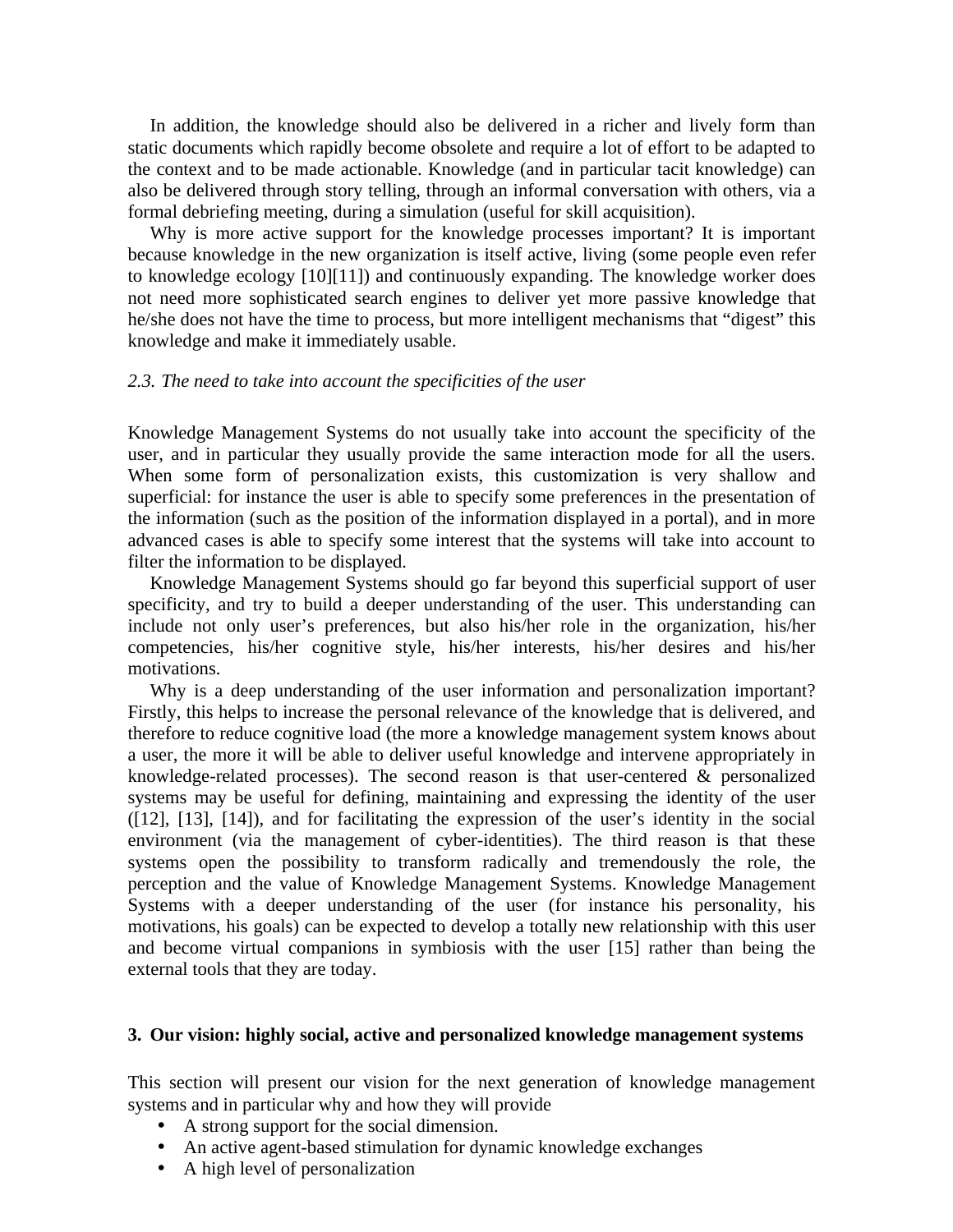In addition, the knowledge should also be delivered in a richer and lively form than static documents which rapidly become obsolete and require a lot of effort to be adapted to the context and to be made actionable. Knowledge (and in particular tacit knowledge) can also be delivered through story telling, through an informal conversation with others, via a formal debriefing meeting, during a simulation (useful for skill acquisition).

Why is more active support for the knowledge processes important? It is important because knowledge in the new organization is itself active, living (some people even refer to knowledge ecology [10][11]) and continuously expanding. The knowledge worker does not need more sophisticated search engines to deliver yet more passive knowledge that he/she does not have the time to process, but more intelligent mechanisms that "digest" this knowledge and make it immediately usable.

### *2.3. The need to take into account the specificities of the user*

Knowledge Management Systems do not usually take into account the specificity of the user, and in particular they usually provide the same interaction mode for all the users. When some form of personalization exists, this customization is very shallow and superficial: for instance the user is able to specify some preferences in the presentation of the information (such as the position of the information displayed in a portal), and in more advanced cases is able to specify some interest that the systems will take into account to filter the information to be displayed.

Knowledge Management Systems should go far beyond this superficial support of user specificity, and try to build a deeper understanding of the user. This understanding can include not only user's preferences, but also his/her role in the organization, his/her competencies, his/her cognitive style, his/her interests, his/her desires and his/her motivations.

Why is a deep understanding of the user information and personalization important? Firstly, this helps to increase the personal relevance of the knowledge that is delivered, and therefore to reduce cognitive load (the more a knowledge management system knows about a user, the more it will be able to deliver useful knowledge and intervene appropriately in knowledge-related processes). The second reason is that user-centered & personalized systems may be useful for defining, maintaining and expressing the identity of the user ([12], [13], [14]), and for facilitating the expression of the user's identity in the social environment (via the management of cyber-identities). The third reason is that these systems open the possibility to transform radically and tremendously the role, the perception and the value of Knowledge Management Systems. Knowledge Management Systems with a deeper understanding of the user (for instance his personality, his motivations, his goals) can be expected to develop a totally new relationship with this user and become virtual companions in symbiosis with the user [15] rather than being the external tools that they are today.

## 3. Our vision: highly social, active and personalized knowledge management systems

This section will present our vision for the next generation of knowledge management systems and in particular why and how they will provide

- A strong support for the social dimension.
- An active agent-based stimulation for dynamic knowledge exchanges
- A high level of personalization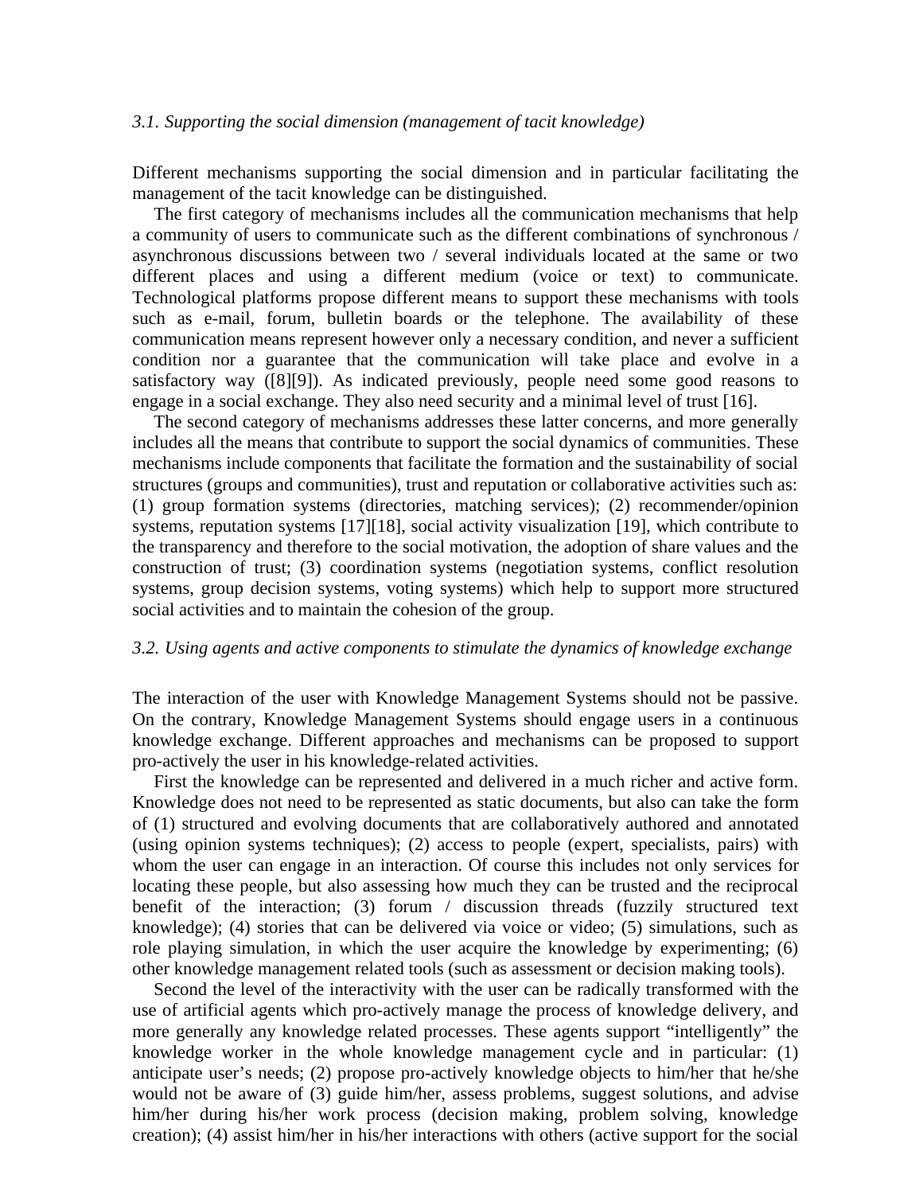### *3.1. Supporting the social dimension (management of tacit knowledge)*

Different mechanisms supporting the social dimension and in particular facilitating the management of the tacit knowledge can be distinguished.

The first category of mechanisms includes all the communication mechanisms that help a community of users to communicate such as the different combinations of synchronous / asynchronous discussions between two / several individuals located at the same or two different places and using a different medium (voice or text) to communicate. Technological platforms propose different means to support these mechanisms with tools such as e-mail, forum, bulletin boards or the telephone. The availability of these communication means represent however only a necessary condition, and never a sufficient condition nor a guarantee that the communication will take place and evolve in a satisfactory way ([8][9]). As indicated previously, people need some good reasons to engage in a social exchange. They also need security and a minimal level of trust [16].

The second category of mechanisms addresses these latter concerns, and more generally includes all the means that contribute to support the social dynamics of communities. These mechanisms include components that facilitate the formation and the sustainability of social structures (groups and communities), trust and reputation or collaborative activities such as: (1) group formation systems (directories, matching services); (2) recommender/opinion systems, reputation systems [17][18], social activity visualization [19], which contribute to the transparency and therefore to the social motivation, the adoption of share values and the construction of trust; (3) coordination systems (negotiation systems, conflict resolution systems, group decision systems, voting systems) which help to support more structured social activities and to maintain the cohesion of the group.

### *3.2. Using agents and active components to stimulate the dynamics of knowledge exchange*

The interaction of the user with Knowledge Management Systems should not be passive. On the contrary, Knowledge Management Systems should engage users in a continuous knowledge exchange. Different approaches and mechanisms can be proposed to support pro-actively the user in his knowledge-related activities.

First the knowledge can be represented and delivered in a much richer and active form. Knowledge does not need to be represented as static documents, but also can take the form of (1) structured and evolving documents that are collaboratively authored and annotated (using opinion systems techniques); (2) access to people (expert, specialists, pairs) with whom the user can engage in an interaction. Of course this includes not only services for locating these people, but also assessing how much they can be trusted and the reciprocal benefit of the interaction; (3) forum / discussion threads (fuzzily structured text knowledge); (4) stories that can be delivered via voice or video; (5) simulations, such as role playing simulation, in which the user acquire the knowledge by experimenting; (6) other knowledge management related tools (such as assessment or decision making tools).

Second the level of the interactivity with the user can be radically transformed with the use of artificial agents which pro-actively manage the process of knowledge delivery, and more generally any knowledge related processes. These agents support "intelligently" the knowledge worker in the whole knowledge management cycle and in particular: (1) anticipate user's needs; (2) propose pro-actively knowledge objects to him/her that he/she would not be aware of (3) guide him/her, assess problems, suggest solutions, and advise him/her during his/her work process (decision making, problem solving, knowledge creation); (4) assist him/her in his/her interactions with others (active support for the social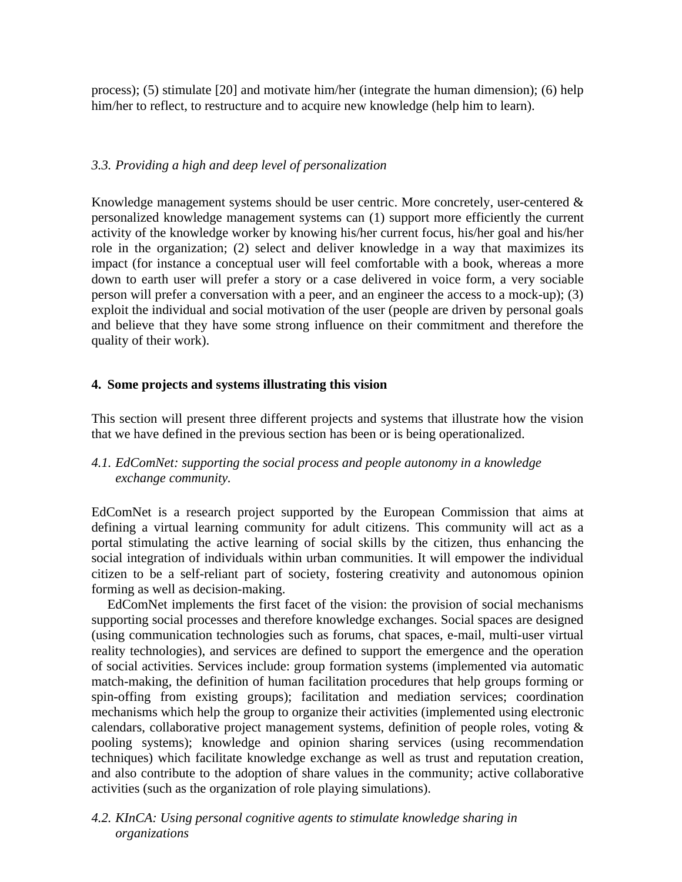process); (5) stimulate [20] and motivate him/her (integrate the human dimension); (6) help him/her to reflect, to restructure and to acquire new knowledge (help him to learn).

### *3.3. Providing a high and deep level of personalization*

Knowledge management systems should be user centric. More concretely, user-centered & personalized knowledge management systems can (1) support more efficiently the current activity of the knowledge worker by knowing his/her current focus, his/her goal and his/her role in the organization; (2) select and deliver knowledge in a way that maximizes its impact (for instance a conceptual user will feel comfortable with a book, whereas a more down to earth user will prefer a story or a case delivered in voice form, a very sociable person will prefer a conversation with a peer, and an engineer the access to a mock-up); (3) exploit the individual and social motivation of the user (people are driven by personal goals and believe that they have some strong influence on their commitment and therefore the quality of their work).

## 4. Some projects and systems illustrating this vision

This section will present three different projects and systems that illustrate how the vision that we have defined in the previous section has been or is being operationalized.

### *4.1. EdComNet: supporting the social process and people autonomy in a knowledge exchange community.*

EdComNet is a research project supported by the European Commission that aims at defining a virtual learning community for adult citizens. This community will act as a portal stimulating the active learning of social skills by the citizen, thus enhancing the social integration of individuals within urban communities. It will empower the individual citizen to be a self-reliant part of society, fostering creativity and autonomous opinion forming as well as decision-making.

EdComNet implements the first facet of the vision: the provision of social mechanisms supporting social processes and therefore knowledge exchanges. Social spaces are designed (using communication technologies such as forums, chat spaces, e-mail, multi-user virtual reality technologies), and services are defined to support the emergence and the operation of social activities. Services include: group formation systems (implemented via automatic match-making, the definition of human facilitation procedures that help groups forming or spin-offing from existing groups); facilitation and mediation services; coordination mechanisms which help the group to organize their activities (implemented using electronic calendars, collaborative project management systems, definition of people roles, voting & pooling systems); knowledge and opinion sharing services (using recommendation techniques) which facilitate knowledge exchange as well as trust and reputation creation, and also contribute to the adoption of share values in the community; active collaborative activities (such as the organization of role playing simulations).

### *4.2. KInCA: Using personal cognitive agents to stimulate knowledge sharing in organizations*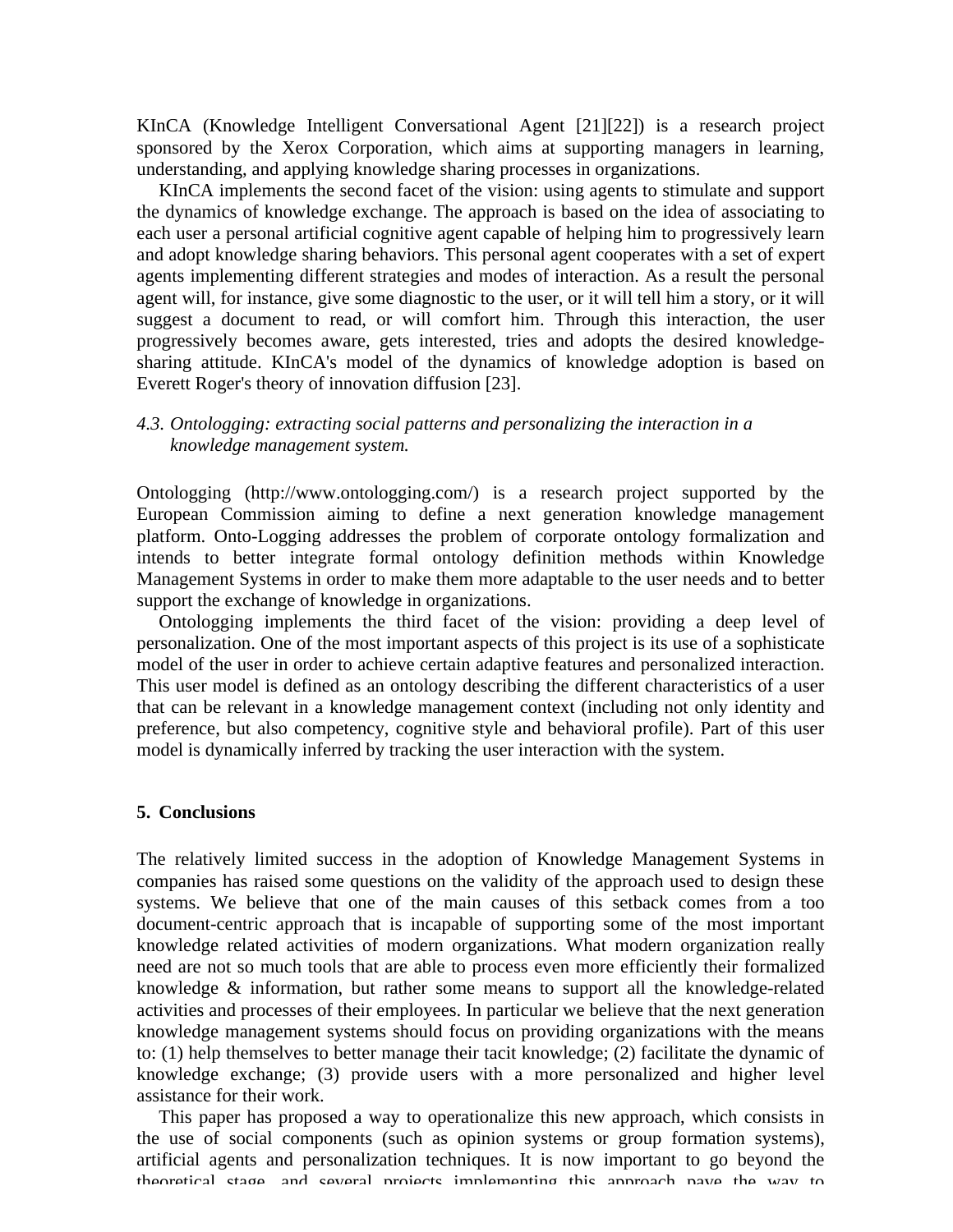KInCA (Knowledge Intelligent Conversational Agent [21][22]) is a research project sponsored by the Xerox Corporation, which aims at supporting managers in learning, understanding, and applying knowledge sharing processes in organizations.

KInCA implements the second facet of the vision: using agents to stimulate and support the dynamics of knowledge exchange. The approach is based on the idea of associating to each user a personal artificial cognitive agent capable of helping him to progressively learn and adopt knowledge sharing behaviors. This personal agent cooperates with a set of expert agents implementing different strategies and modes of interaction. As a result the personal agent will, for instance, give some diagnostic to the user, or it will tell him a story, or it will suggest a document to read, or will comfort him. Through this interaction, the user progressively becomes aware, gets interested, tries and adopts the desired knowledge-sharing attitude. KInCA's model of the dynamics of knowledge adoption is based on Everett Roger's theory of innovation diffusion [23].

### *4.3. Ontologging: extracting social patterns and personalizing the interaction in a knowledge management system.*

Ontologging (http://www.ontologging.com/) is a research project supported by the European Commission aiming to define a next generation knowledge management platform. Onto-Logging addresses the problem of corporate ontology formalization and intends to better integrate formal ontology definition methods within Knowledge Management Systems in order to make them more adaptable to the user needs and to better support the exchange of knowledge in organizations.

Ontologging implements the third facet of the vision: providing a deep level of personalization. One of the most important aspects of this project is its use of a sophisticate model of the user in order to achieve certain adaptive features and personalized interaction. This user model is defined as an ontology describing the different characteristics of a user that can be relevant in a knowledge management context (including not only identity and preference, but also competency, cognitive style and behavioral profile). Part of this user model is dynamically inferred by tracking the user interaction with the system.

## 5. Conclusions

The relatively limited success in the adoption of Knowledge Management Systems in companies has raised some questions on the validity of the approach used to design these systems. We believe that one of the main causes of this setback comes from a too document-centric approach that is incapable of supporting some of the most important knowledge related activities of modern organizations. What modern organization really need are not so much tools that are able to process even more efficiently their formalized knowledge & information, but rather some means to support all the knowledge-related activities and processes of their employees. In particular we believe that the next generation knowledge management systems should focus on providing organizations with the means to: (1) help themselves to better manage their tacit knowledge; (2) facilitate the dynamic of knowledge exchange; (3) provide users with a more personalized and higher level assistance for their work.

This paper has proposed a way to operationalize this new approach, which consists in the use of social components (such as opinion systems or group formation systems), artificial agents and personalization techniques. It is now important to go beyond the theoretical stage, and several projects implementing this approach pave the way to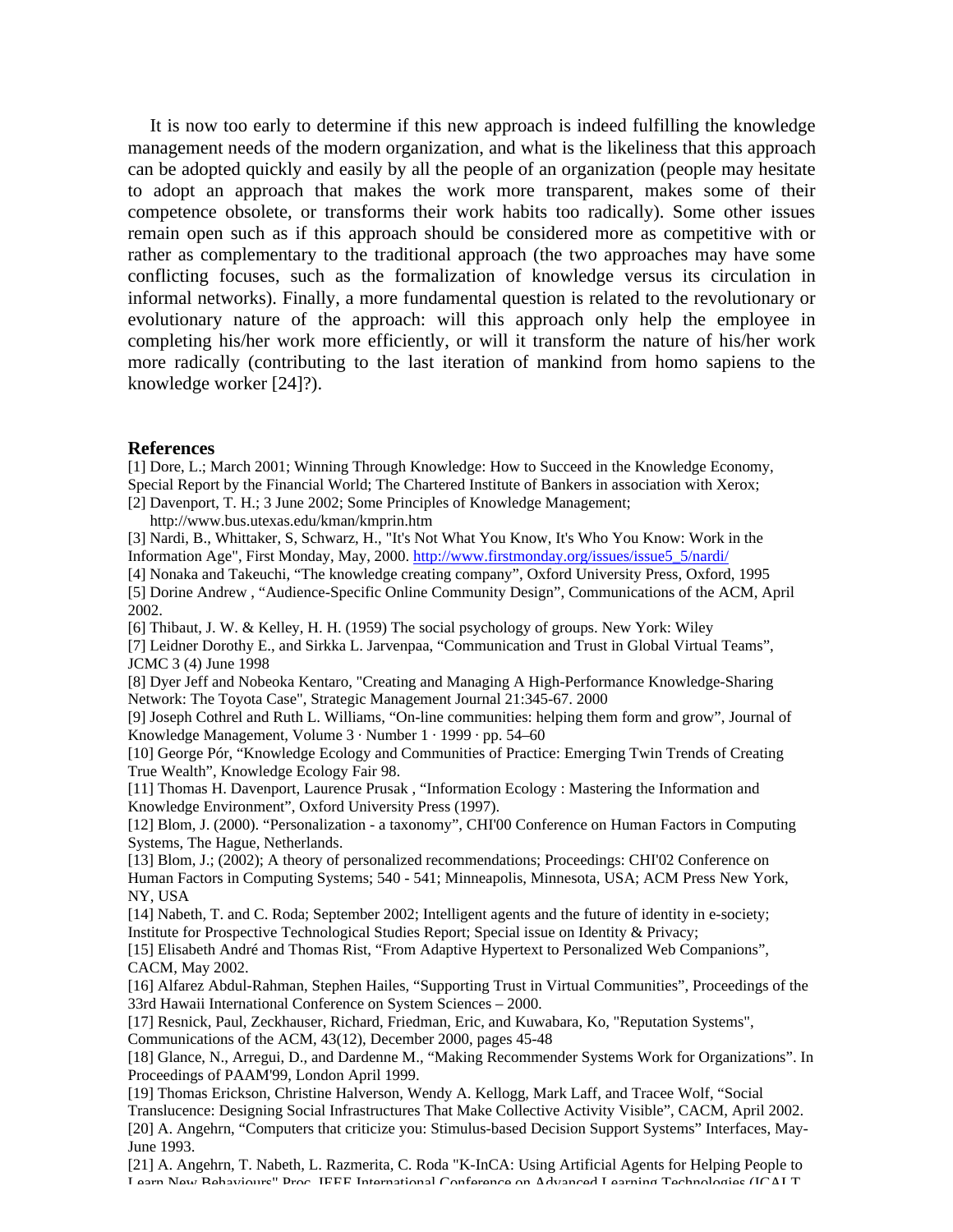It is now too early to determine if this new approach is indeed fulfilling the knowledge management needs of the modern organization, and what is the likeliness that this approach can be adopted quickly and easily by all the people of an organization (people may hesitate to adopt an approach that makes the work more transparent, makes some of their competence obsolete, or transforms their work habits too radically). Some other issues remain open such as if this approach should be considered more as competitive with or rather as complementary to the traditional approach (the two approaches may have some conflicting focuses, such as the formalization of knowledge versus its circulation in informal networks). Finally, a more fundamental question is related to the revolutionary or evolutionary nature of the approach: will this approach only help the employee in completing his/her work more efficiently, or will it transform the nature of his/her work more radically (contributing to the last iteration of mankind from homo sapiens to the knowledge worker [24]?).

## References

[1] Dore, L.; March 2001; Winning Through Knowledge: How to Succeed in the Knowledge Economy, Special Report by the Financial World; The Chartered Institute of Bankers in association with Xerox;

[2] Davenport, T. H.; 3 June 2002; Some Principles of Knowledge Management; http://www.bus.utexas.edu/kman/kmprin.htm

[3] Nardi, B., Whittaker, S, Schwarz, H., "It's Not What You Know, It's Who You Know: Work in the Information Age", First Monday, May, 2000. http://www.firstmonday.org/issues/issue5_5/nardi/

[4] Nonaka and Takeuchi, "The knowledge creating company", Oxford University Press, Oxford, 1995

[5] Dorine Andrew , "Audience-Specific Online Community Design", Communications of the ACM, April 2002.

[6] Thibaut, J. W. & Kelley, H. H. (1959) The social psychology of groups. New York: Wiley

[7] Leidner Dorothy E., and Sirkka L. Jarvenpaa, "Communication and Trust in Global Virtual Teams", JCMC 3 (4) June 1998

[8] Dyer Jeff and Nobeoka Kentaro, "Creating and Managing A High-Performance Knowledge-Sharing Network: The Toyota Case", Strategic Management Journal 21:345-67. 2000

[9] Joseph Cothrel and Ruth L. Williams, "On-line communities: helping them form and grow", Journal of Knowledge Management, Volume 3 · Number 1 · 1999 · pp. 54–60

[10] George Pór, "Knowledge Ecology and Communities of Practice: Emerging Twin Trends of Creating True Wealth", Knowledge Ecology Fair 98.

[11] Thomas H. Davenport, Laurence Prusak , "Information Ecology : Mastering the Information and Knowledge Environment", Oxford University Press (1997).

[12] Blom, J. (2000). "Personalization - a taxonomy", CHI'00 Conference on Human Factors in Computing Systems, The Hague, Netherlands.

[13] Blom, J.; (2002); A theory of personalized recommendations; Proceedings: CHI'02 Conference on Human Factors in Computing Systems; 540 - 541; Minneapolis, Minnesota, USA; ACM Press New York, NY, USA

[14] Nabeth, T. and C. Roda; September 2002; Intelligent agents and the future of identity in e-society; Institute for Prospective Technological Studies Report; Special issue on Identity & Privacy;

[15] Elisabeth André and Thomas Rist, "From Adaptive Hypertext to Personalized Web Companions", CACM, May 2002.

[16] Alfarez Abdul-Rahman, Stephen Hailes, "Supporting Trust in Virtual Communities", Proceedings of the 33rd Hawaii International Conference on System Sciences – 2000.

[17] Resnick, Paul, Zeckhauser, Richard, Friedman, Eric, and Kuwabara, Ko, "Reputation Systems", Communications of the ACM, 43(12), December 2000, pages 45-48

[18] Glance, N., Arregui, D., and Dardenne M., "Making Recommender Systems Work for Organizations". In Proceedings of PAAM'99, London April 1999.

[19] Thomas Erickson, Christine Halverson, Wendy A. Kellogg, Mark Laff, and Tracee Wolf, "Social Translucence: Designing Social Infrastructures That Make Collective Activity Visible", CACM, April 2002.

[20] A. Angehrn, "Computers that criticize you: Stimulus-based Decision Support Systems" Interfaces, May-June 1993.

[21] A. Angehrn, T. Nabeth, L. Razmerita, C. Roda "K-InCA: Using Artificial Agents for Helping People to Learn New Behaviours" Proc. IEEE International Conference on Advanced Learning Technologies (ICALT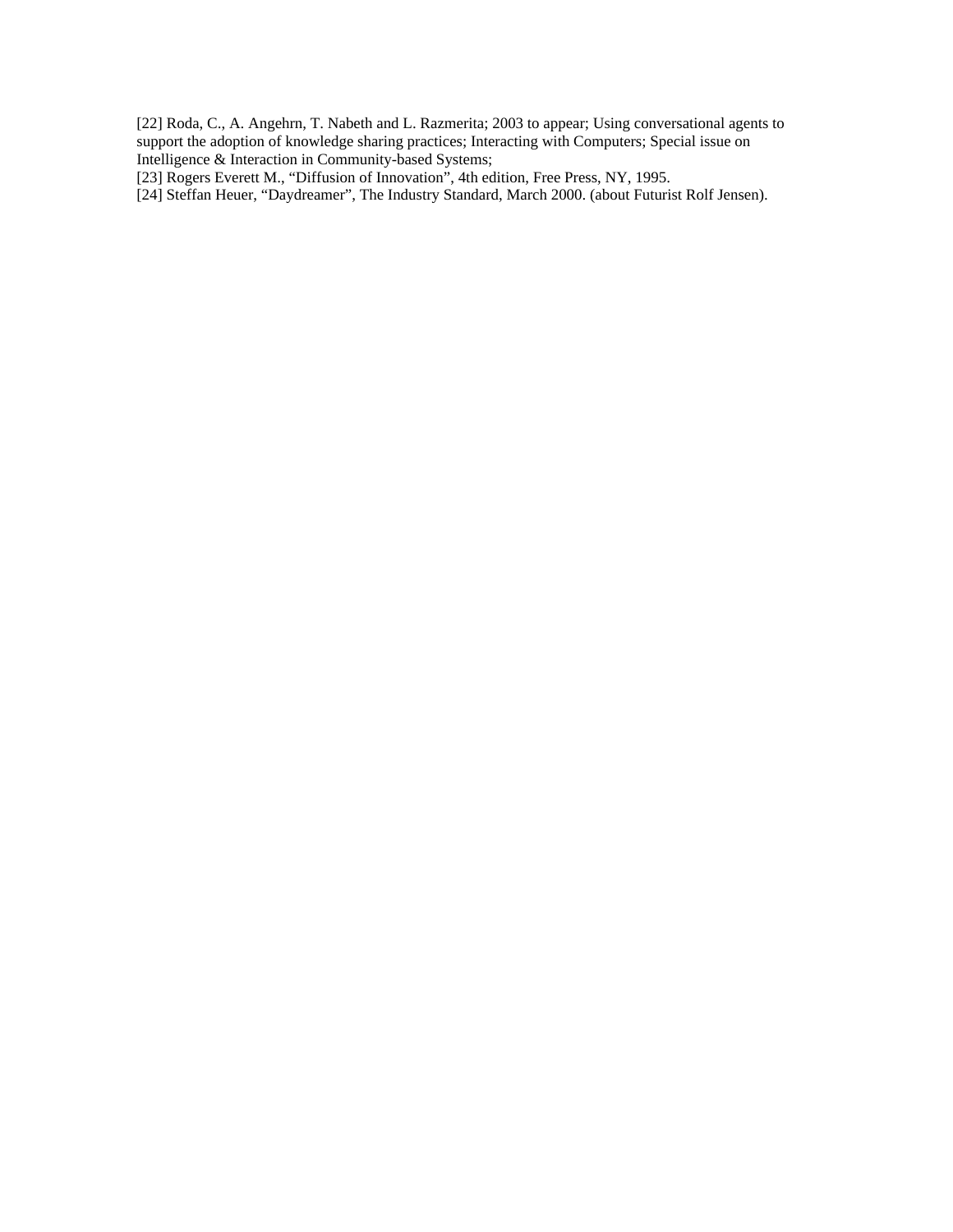[22] Roda, C., A. Angehrn, T. Nabeth and L. Razmerita; 2003 to appear; Using conversational agents to support the adoption of knowledge sharing practices; Interacting with Computers; Special issue on Intelligence & Interaction in Community-based Systems;

[23] Rogers Everett M., "Diffusion of Innovation", 4th edition, Free Press, NY, 1995.

[24] Steffan Heuer, "Daydreamer", The Industry Standard, March 2000. (about Futurist Rolf Jensen).